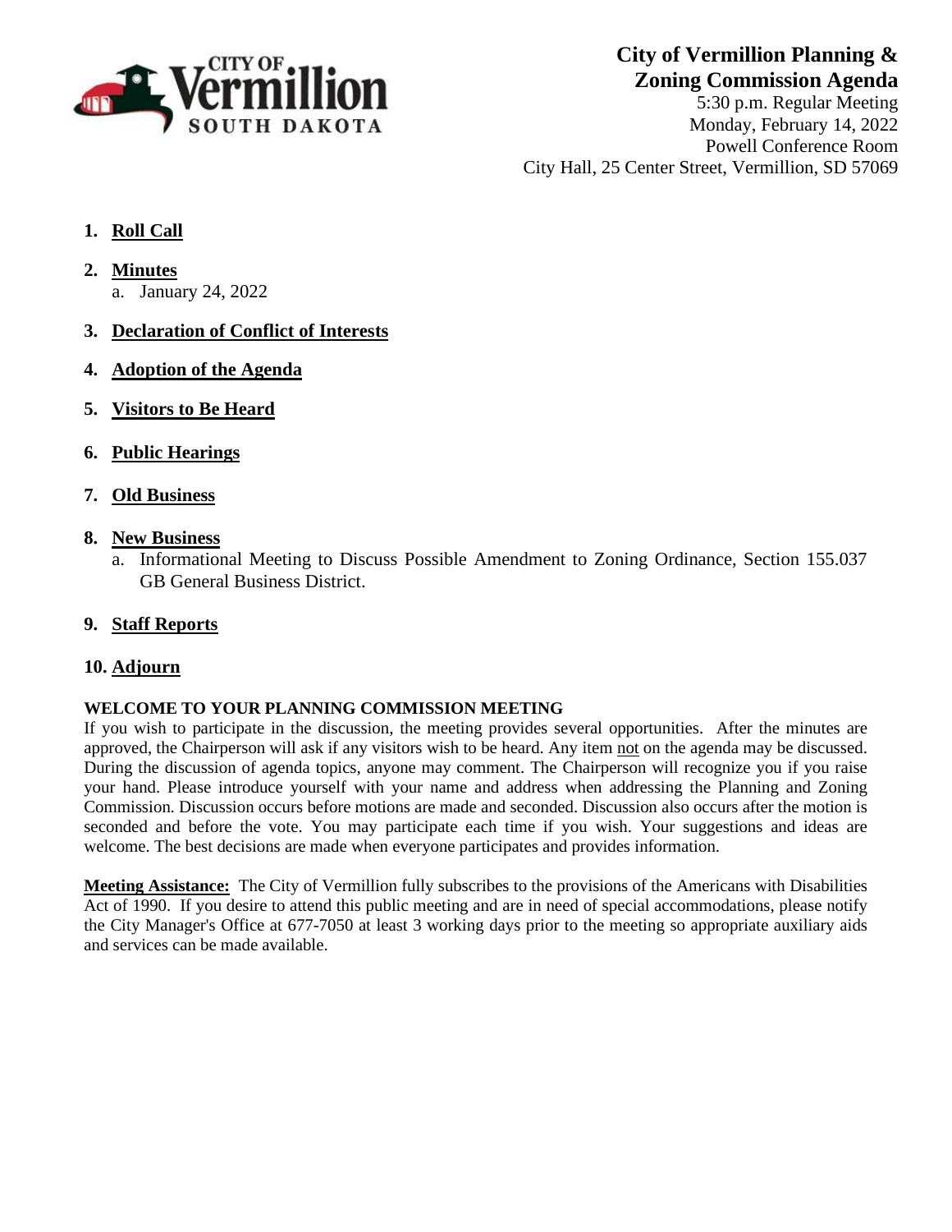# City of Vermillion Planning & Zoning Commission Agenda

5:30 p.m. Regular Meeting
Monday, February 14, 2022
Powell Conference Room
City Hall, 25 Center Street, Vermillion, SD 57069

1. **Roll Call**
2. **Minutes**
   a. January 24, 2022
3. **Declaration of Conflict of Interests**
4. **Adoption of the Agenda**
5. **Visitors to Be Heard**
6. **Public Hearings**
7. **Old Business**
8. **New Business**
   a. Informational Meeting to Discuss Possible Amendment to Zoning Ordinance, Section 155.037 GB General Business District.
9. **Staff Reports**
10. **Adjourn**

**WELCOME TO YOUR PLANNING COMMISSION MEETING**

If you wish to participate in the discussion, the meeting provides several opportunities. After the minutes are approved, the Chairperson will ask if any visitors wish to be heard. Any item not on the agenda may be discussed. During the discussion of agenda topics, anyone may comment. The Chairperson will recognize you if you raise your hand. Please introduce yourself with your name and address when addressing the Planning and Zoning Commission. Discussion occurs before motions are made and seconded. Discussion also occurs after the motion is seconded and before the vote. You may participate each time if you wish. Your suggestions and ideas are welcome. The best decisions are made when everyone participates and provides information.

**Meeting Assistance:** The City of Vermillion fully subscribes to the provisions of the Americans with Disabilities Act of 1990. If you desire to attend this public meeting and are in need of special accommodations, please notify the City Manager's Office at 677-7050 at least 3 working days prior to the meeting so appropriate auxiliary aids and services can be made available.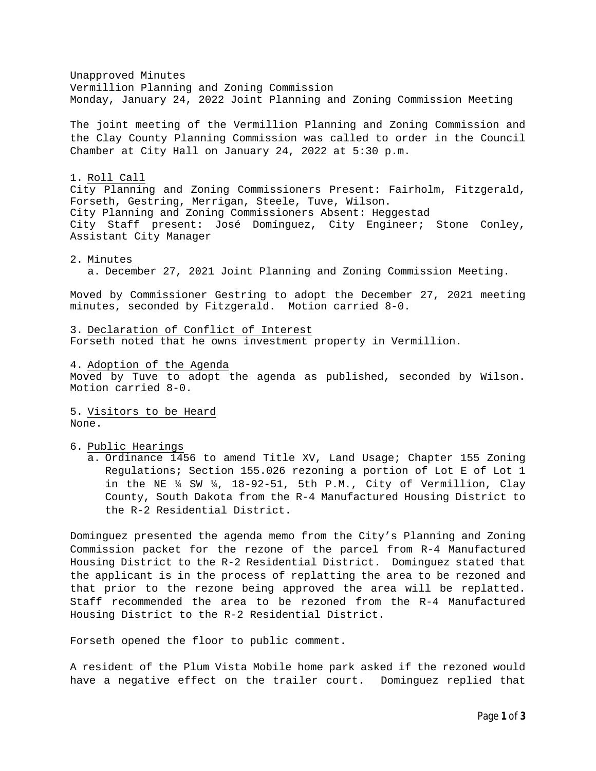Unapproved Minutes
Vermillion Planning and Zoning Commission
Monday, January 24, 2022 Joint Planning and Zoning Commission Meeting

The joint meeting of the Vermillion Planning and Zoning Commission and the Clay County Planning Commission was called to order in the Council Chamber at City Hall on January 24, 2022 at 5:30 p.m.

1. Roll Call

City Planning and Zoning Commissioners Present: Fairholm, Fitzgerald, Forseth, Gestring, Merrigan, Steele, Tuve, Wilson.
City Planning and Zoning Commissioners Absent: Heggestad
City Staff present: José Domínguez, City Engineer; Stone Conley, Assistant City Manager

2. Minutes
   a. December 27, 2021 Joint Planning and Zoning Commission Meeting.

Moved by Commissioner Gestring to adopt the December 27, 2021 meeting minutes, seconded by Fitzgerald. Motion carried 8-0.

3. Declaration of Conflict of Interest

Forseth noted that he owns investment property in Vermillion.

4. Adoption of the Agenda

Moved by Tuve to adopt the agenda as published, seconded by Wilson. Motion carried 8-0.

5. Visitors to be Heard

None.

6. Public Hearings
   a. Ordinance 1456 to amend Title XV, Land Usage; Chapter 155 Zoning Regulations; Section 155.026 rezoning a portion of Lot E of Lot 1 in the NE ¼ SW ¼, 18-92-51, 5th P.M., City of Vermillion, Clay County, South Dakota from the R-4 Manufactured Housing District to the R-2 Residential District.

Dominguez presented the agenda memo from the City's Planning and Zoning Commission packet for the rezone of the parcel from R-4 Manufactured Housing District to the R-2 Residential District. Dominguez stated that the applicant is in the process of replatting the area to be rezoned and that prior to the rezone being approved the area will be replatted. Staff recommended the area to be rezoned from the R-4 Manufactured Housing District to the R-2 Residential District.

Forseth opened the floor to public comment.

A resident of the Plum Vista Mobile home park asked if the rezoned would have a negative effect on the trailer court. Dominguez replied that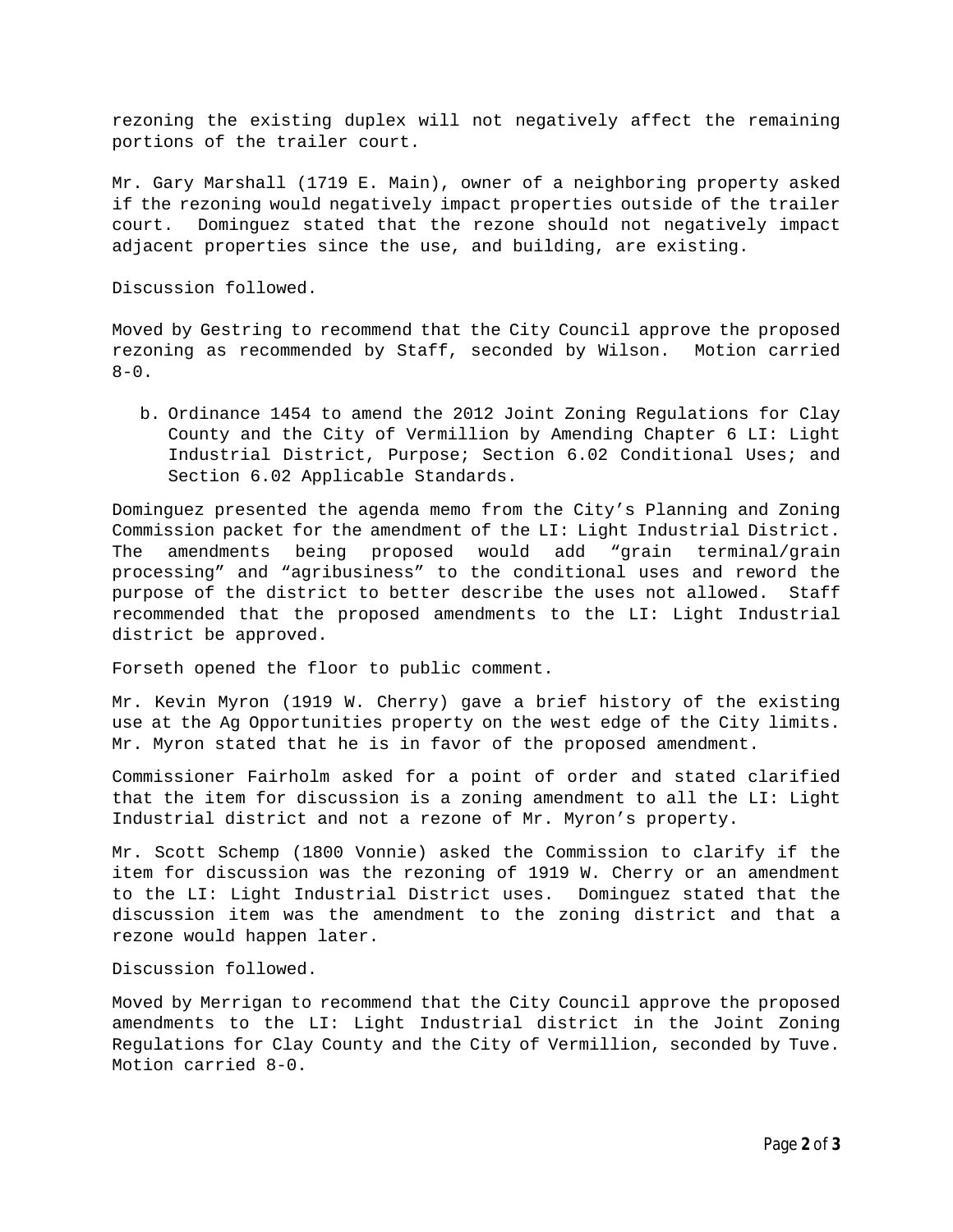rezoning the existing duplex will not negatively affect the remaining portions of the trailer court.

Mr. Gary Marshall (1719 E. Main), owner of a neighboring property asked if the rezoning would negatively impact properties outside of the trailer court. Dominguez stated that the rezone should not negatively impact adjacent properties since the use, and building, are existing.

Discussion followed.

Moved by Gestring to recommend that the City Council approve the proposed rezoning as recommended by Staff, seconded by Wilson. Motion carried 8-0.

b. Ordinance 1454 to amend the 2012 Joint Zoning Regulations for Clay County and the City of Vermillion by Amending Chapter 6 LI: Light Industrial District, Purpose; Section 6.02 Conditional Uses; and Section 6.02 Applicable Standards.

Dominguez presented the agenda memo from the City's Planning and Zoning Commission packet for the amendment of the LI: Light Industrial District. The amendments being proposed would add "grain terminal/grain processing" and "agribusiness" to the conditional uses and reword the purpose of the district to better describe the uses not allowed. Staff recommended that the proposed amendments to the LI: Light Industrial district be approved.

Forseth opened the floor to public comment.

Mr. Kevin Myron (1919 W. Cherry) gave a brief history of the existing use at the Ag Opportunities property on the west edge of the City limits. Mr. Myron stated that he is in favor of the proposed amendment.

Commissioner Fairholm asked for a point of order and stated clarified that the item for discussion is a zoning amendment to all the LI: Light Industrial district and not a rezone of Mr. Myron's property.

Mr. Scott Schemp (1800 Vonnie) asked the Commission to clarify if the item for discussion was the rezoning of 1919 W. Cherry or an amendment to the LI: Light Industrial District uses. Dominguez stated that the discussion item was the amendment to the zoning district and that a rezone would happen later.

Discussion followed.

Moved by Merrigan to recommend that the City Council approve the proposed amendments to the LI: Light Industrial district in the Joint Zoning Regulations for Clay County and the City of Vermillion, seconded by Tuve. Motion carried 8-0.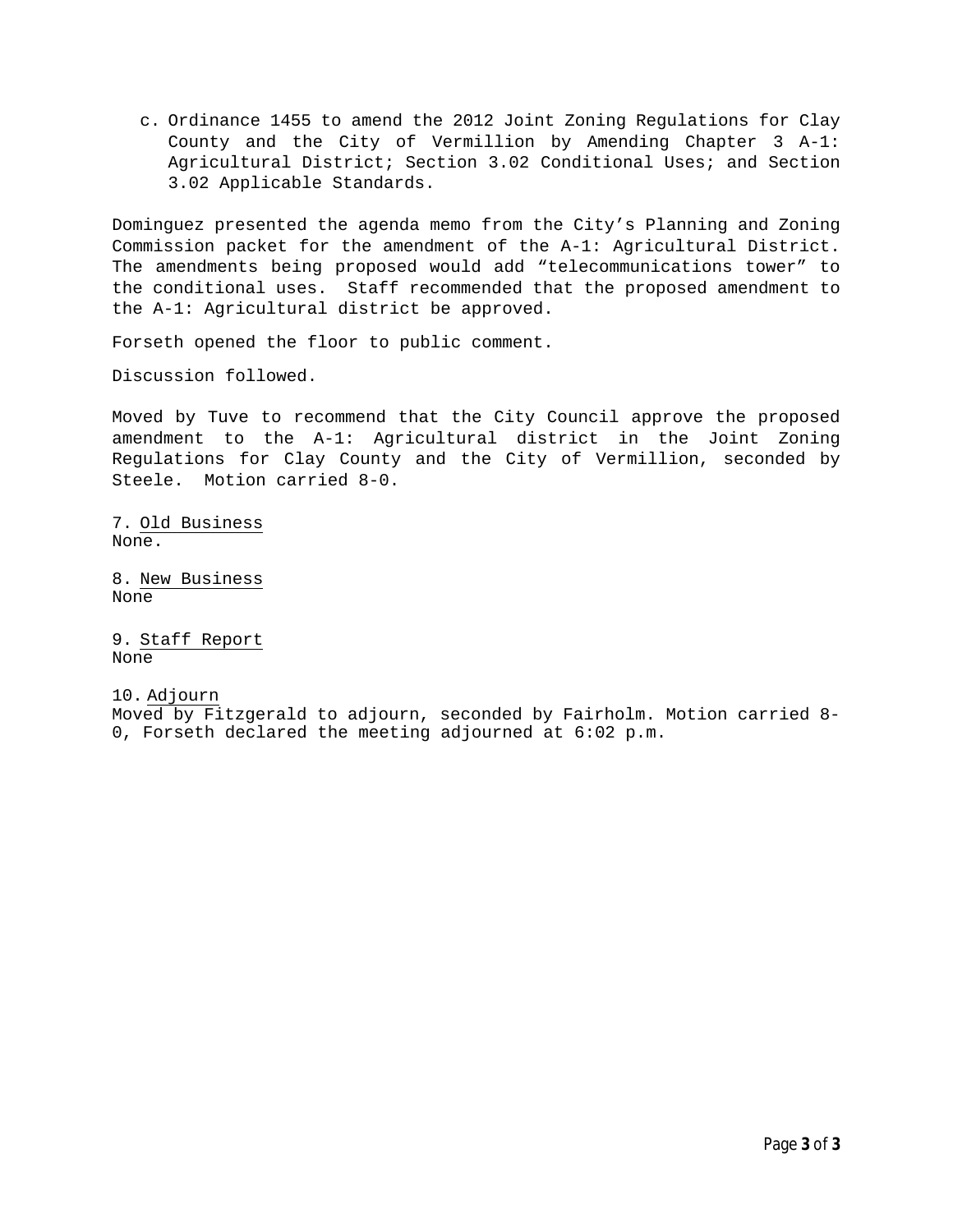c. Ordinance 1455 to amend the 2012 Joint Zoning Regulations for Clay County and the City of Vermillion by Amending Chapter 3 A-1: Agricultural District; Section 3.02 Conditional Uses; and Section 3.02 Applicable Standards.

Dominguez presented the agenda memo from the City's Planning and Zoning Commission packet for the amendment of the A-1: Agricultural District. The amendments being proposed would add "telecommunications tower" to the conditional uses. Staff recommended that the proposed amendment to the A-1: Agricultural district be approved.

Forseth opened the floor to public comment.

Discussion followed.

Moved by Tuve to recommend that the City Council approve the proposed amendment to the A-1: Agricultural district in the Joint Zoning Regulations for Clay County and the City of Vermillion, seconded by Steele. Motion carried 8-0.

7. Old Business
None.

8. New Business
None

9. Staff Report
None

10. Adjourn
Moved by Fitzgerald to adjourn, seconded by Fairholm. Motion carried 8-0, Forseth declared the meeting adjourned at 6:02 p.m.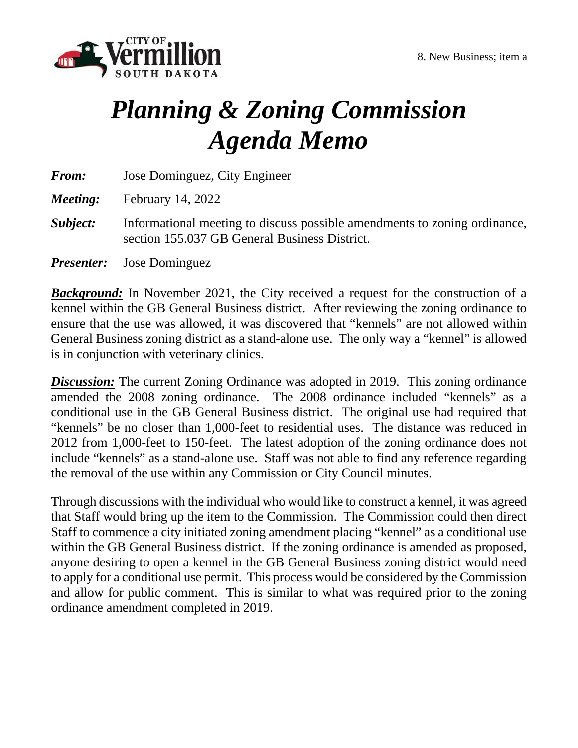8. New Business; item a

# *Planning & Zoning Commission Agenda Memo*

***From:*** Jose Dominguez, City Engineer

***Meeting:*** February 14, 2022

***Subject:*** Informational meeting to discuss possible amendments to zoning ordinance, section 155.037 GB General Business District.

***Presenter:*** Jose Dominguez

***Background:*** In November 2021, the City received a request for the construction of a kennel within the GB General Business district. After reviewing the zoning ordinance to ensure that the use was allowed, it was discovered that "kennels" are not allowed within General Business zoning district as a stand-alone use. The only way a "kennel" is allowed is in conjunction with veterinary clinics.

***Discussion:*** The current Zoning Ordinance was adopted in 2019. This zoning ordinance amended the 2008 zoning ordinance. The 2008 ordinance included "kennels" as a conditional use in the GB General Business district. The original use had required that "kennels" be no closer than 1,000-feet to residential uses. The distance was reduced in 2012 from 1,000-feet to 150-feet. The latest adoption of the zoning ordinance does not include "kennels" as a stand-alone use. Staff was not able to find any reference regarding the removal of the use within any Commission or City Council minutes.

Through discussions with the individual who would like to construct a kennel, it was agreed that Staff would bring up the item to the Commission. The Commission could then direct Staff to commence a city initiated zoning amendment placing "kennel" as a conditional use within the GB General Business district. If the zoning ordinance is amended as proposed, anyone desiring to open a kennel in the GB General Business zoning district would need to apply for a conditional use permit. This process would be considered by the Commission and allow for public comment. This is similar to what was required prior to the zoning ordinance amendment completed in 2019.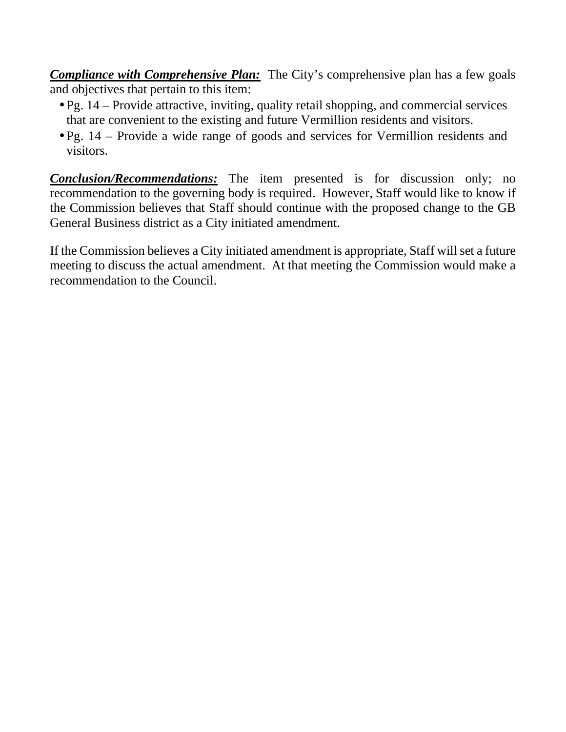***Compliance with Comprehensive Plan:*** The City's comprehensive plan has a few goals and objectives that pertain to this item:

- Pg. 14 – Provide attractive, inviting, quality retail shopping, and commercial services that are convenient to the existing and future Vermillion residents and visitors.
- Pg. 14 – Provide a wide range of goods and services for Vermillion residents and visitors.

***Conclusion/Recommendations:*** The item presented is for discussion only; no recommendation to the governing body is required. However, Staff would like to know if the Commission believes that Staff should continue with the proposed change to the GB General Business district as a City initiated amendment.

If the Commission believes a City initiated amendment is appropriate, Staff will set a future meeting to discuss the actual amendment. At that meeting the Commission would make a recommendation to the Council.